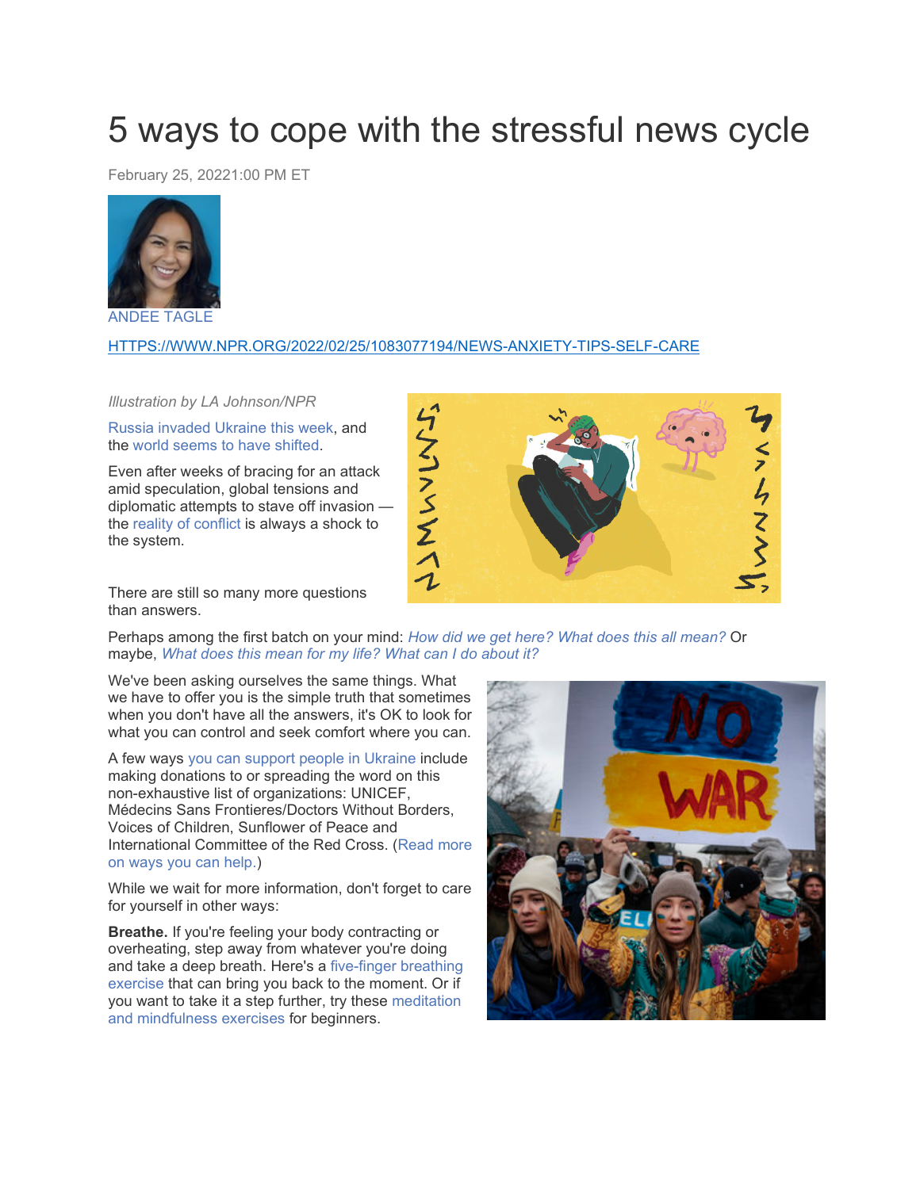# 5 ways to cope with the stressful news cycle

February 25, 20221:00 PM ET

ANDEE TAGLE

HTTPS://WWW.NPR.ORG/2022/02/25/1083077194/NEWS-ANXIETY-TIPS-SELF-CARE

*Illustration by LA Johnson/NPR*

Russia invaded Ukraine this week, and the world seems to have shifted.

Even after weeks of bracing for an attack amid speculation, global tensions and diplomatic attempts to stave off invasion — the reality of conflict is always a shock to the system.

There are still so many more questions than answers.

Perhaps among the first batch on your mind: *How did we get here? What does this all mean?* Or maybe, *What does this mean for my life? What can I do about it?*

We've been asking ourselves the same things. What we have to offer you is the simple truth that sometimes when you don't have all the answers, it's OK to look for what you can control and seek comfort where you can.

A few ways you can support people in Ukraine include making donations to or spreading the word on this non-exhaustive list of organizations: UNICEF, Médecins Sans Frontieres/Doctors Without Borders, Voices of Children, Sunflower of Peace and International Committee of the Red Cross. (Read more on ways you can help.)

While we wait for more information, don't forget to care for yourself in other ways:

**Breathe.** If you're feeling your body contracting or overheating, step away from whatever you're doing and take a deep breath. Here's a five-finger breathing exercise that can bring you back to the moment. Or if you want to take it a step further, try these meditation and mindfulness exercises for beginners.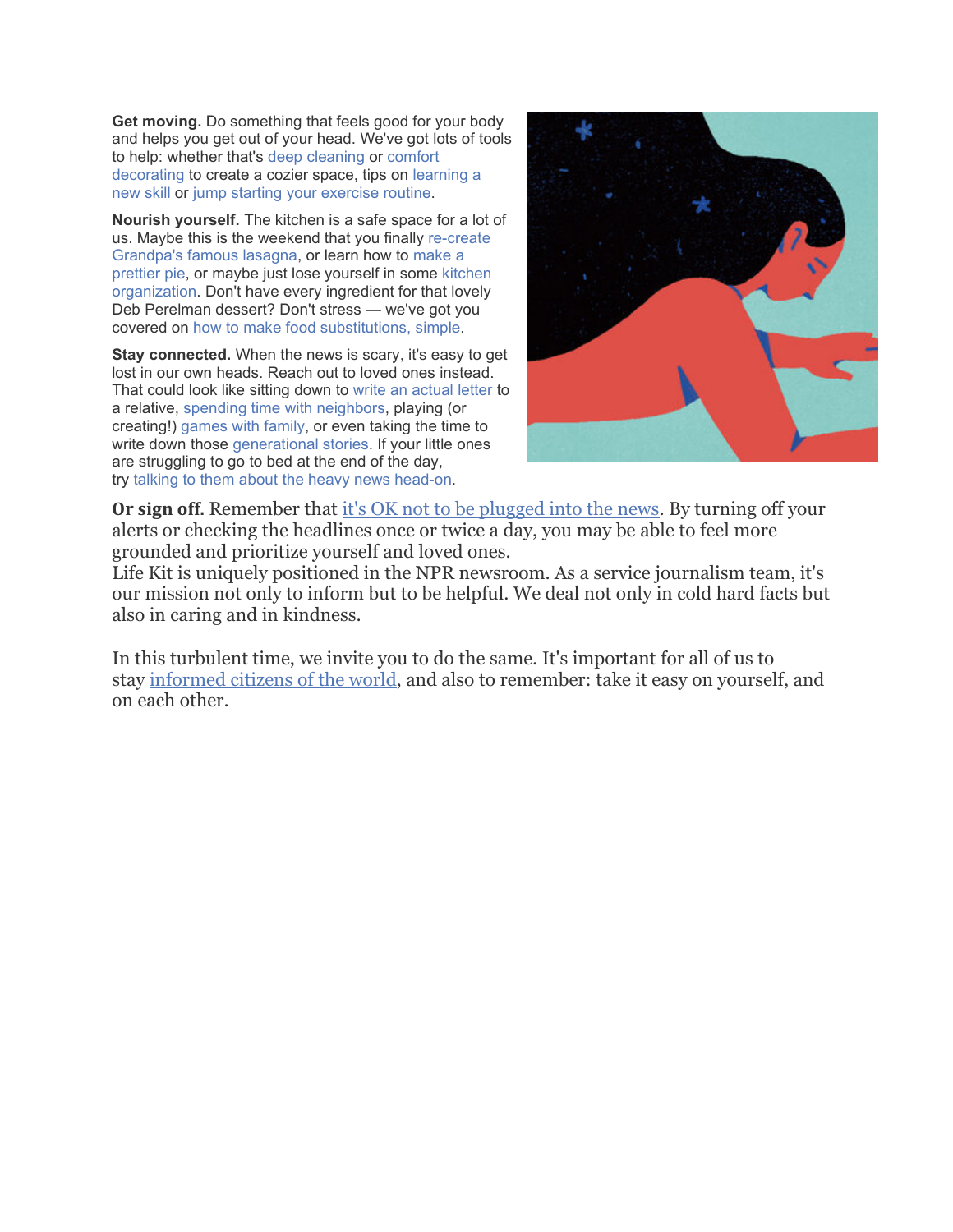**Get moving.** Do something that feels good for your body and helps you get out of your head. We've got lots of tools to help: whether that's deep cleaning or comfort decorating to create a cozier space, tips on learning a new skill or jump starting your exercise routine.

**Nourish yourself.** The kitchen is a safe space for a lot of us. Maybe this is the weekend that you finally re-create Grandpa's famous lasagna, or learn how to make a prettier pie, or maybe just lose yourself in some kitchen organization. Don't have every ingredient for that lovely Deb Perelman dessert? Don't stress — we've got you covered on how to make food substitutions, simple.

**Stay connected.** When the news is scary, it's easy to get lost in our own heads. Reach out to loved ones instead. That could look like sitting down to write an actual letter to a relative, spending time with neighbors, playing (or creating!) games with family, or even taking the time to write down those generational stories. If your little ones are struggling to go to bed at the end of the day, try talking to them about the heavy news head-on.

**Or sign off.** Remember that it's OK not to be plugged into the news. By turning off your alerts or checking the headlines once or twice a day, you may be able to feel more grounded and prioritize yourself and loved ones.

Life Kit is uniquely positioned in the NPR newsroom. As a service journalism team, it's our mission not only to inform but to be helpful. We deal not only in cold hard facts but also in caring and in kindness.

In this turbulent time, we invite you to do the same. It's important for all of us to stay informed citizens of the world, and also to remember: take it easy on yourself, and on each other.